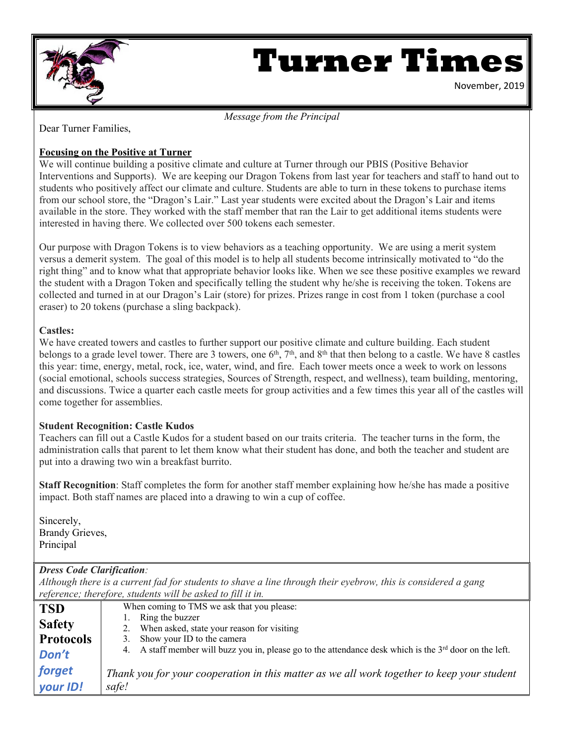# Turner Times

November, 2019

*Message from the Principal*

Dear Turner Families,

**Focusing on the Positive at Turner**

We will continue building a positive climate and culture at Turner through our PBIS (Positive Behavior Interventions and Supports). We are keeping our Dragon Tokens from last year for teachers and staff to hand out to students who positively affect our climate and culture. Students are able to turn in these tokens to purchase items from our school store, the "Dragon's Lair." Last year students were excited about the Dragon's Lair and items available in the store. They worked with the staff member that ran the Lair to get additional items students were interested in having there. We collected over 500 tokens each semester.

Our purpose with Dragon Tokens is to view behaviors as a teaching opportunity. We are using a merit system versus a demerit system. The goal of this model is to help all students become intrinsically motivated to "do the right thing" and to know what that appropriate behavior looks like. When we see these positive examples we reward the student with a Dragon Token and specifically telling the student why he/she is receiving the token. Tokens are collected and turned in at our Dragon's Lair (store) for prizes. Prizes range in cost from 1 token (purchase a cool eraser) to 20 tokens (purchase a sling backpack).

**Castles:**

We have created towers and castles to further support our positive climate and culture building. Each student belongs to a grade level tower. There are 3 towers, one 6th, 7th, and 8th that then belong to a castle. We have 8 castles this year: time, energy, metal, rock, ice, water, wind, and fire. Each tower meets once a week to work on lessons (social emotional, schools success strategies, Sources of Strength, respect, and wellness), team building, mentoring, and discussions. Twice a quarter each castle meets for group activities and a few times this year all of the castles will come together for assemblies.

**Student Recognition: Castle Kudos**

Teachers can fill out a Castle Kudos for a student based on our traits criteria. The teacher turns in the form, the administration calls that parent to let them know what their student has done, and both the teacher and student are put into a drawing two win a breakfast burrito.

**Staff Recognition**: Staff completes the form for another staff member explaining how he/she has made a positive impact. Both staff names are placed into a drawing to win a cup of coffee.

Sincerely,
Brandy Grieves,
Principal

***Dress Code Clarification**:*
*Although there is a current fad for students to shave a line through their eyebrow, this is considered a gang reference; therefore, students will be asked to fill it in.*

**TSD Safety Protocols**

***Don't forget your ID!***

When coming to TMS we ask that you please:

1. Ring the buzzer
2. When asked, state your reason for visiting
3. Show your ID to the camera
4. A staff member will buzz you in, please go to the attendance desk which is the 3rd door on the left.

*Thank you for your cooperation in this matter as we all work together to keep your student safe!*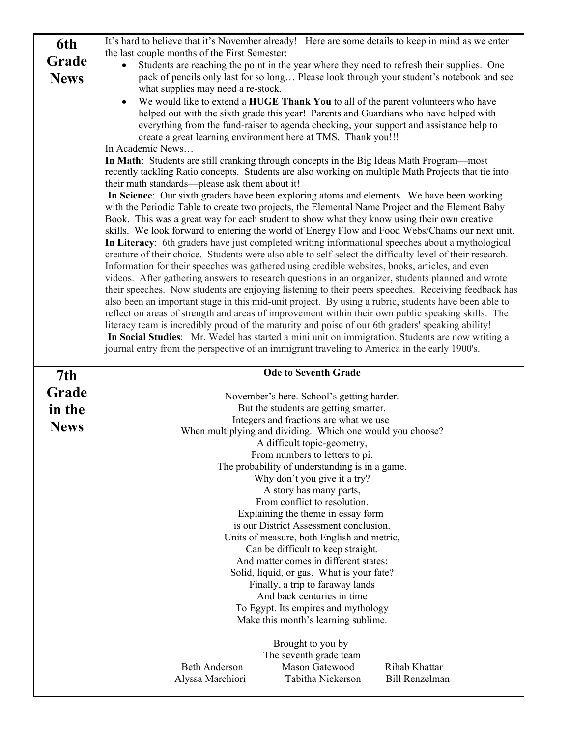## 6th Grade News

It's hard to believe that it's November already! Here are some details to keep in mind as we enter the last couple months of the First Semester:

- Students are reaching the point in the year where they need to refresh their supplies. One pack of pencils only last for so long… Please look through your student's notebook and see what supplies may need a re-stock.
- We would like to extend a **HUGE Thank You** to all of the parent volunteers who have helped out with the sixth grade this year! Parents and Guardians who have helped with everything from the fund-raiser to agenda checking, your support and assistance help to create a great learning environment here at TMS. Thank you!!!

In Academic News…

**In Math**: Students are still cranking through concepts in the Big Ideas Math Program—most recently tackling Ratio concepts. Students are also working on multiple Math Projects that tie into their math standards—please ask them about it!

**In Science**: Our sixth graders have been exploring atoms and elements. We have been working with the Periodic Table to create two projects, the Elemental Name Project and the Element Baby Book. This was a great way for each student to show what they know using their own creative skills. We look forward to entering the world of Energy Flow and Food Webs/Chains our next unit.

**In Literacy**: 6th graders have just completed writing informational speeches about a mythological creature of their choice. Students were also able to self-select the difficulty level of their research. Information for their speeches was gathered using credible websites, books, articles, and even videos. After gathering answers to research questions in an organizer, students planned and wrote their speeches. Now students are enjoying listening to their peers speeches. Receiving feedback has also been an important stage in this mid-unit project. By using a rubric, students have been able to reflect on areas of strength and areas of improvement within their own public speaking skills. The literacy team is incredibly proud of the maturity and poise of our 6th graders' speaking ability!

**In Social Studies**: Mr. Wedel has started a mini unit on immigration. Students are now writing a journal entry from the perspective of an immigrant traveling to America in the early 1900's.

## 7th Grade in the News

**Ode to Seventh Grade**

November's here. School's getting harder.
But the students are getting smarter.
Integers and fractions are what we use
When multiplying and dividing. Which one would you choose?
A difficult topic-geometry,
From numbers to letters to pi.
The probability of understanding is in a game.
Why don't you give it a try?
A story has many parts,
From conflict to resolution.
Explaining the theme in essay form
is our District Assessment conclusion.
Units of measure, both English and metric,
Can be difficult to keep straight.
And matter comes in different states:
Solid, liquid, or gas. What is your fate?
Finally, a trip to faraway lands
And back centuries in time
To Egypt. Its empires and mythology
Make this month's learning sublime.

Brought to you by
The seventh grade team

Beth Anderson    Mason Gatewood    Rihab Khattar
Alyssa Marchiori    Tabitha Nickerson    Bill Renzelman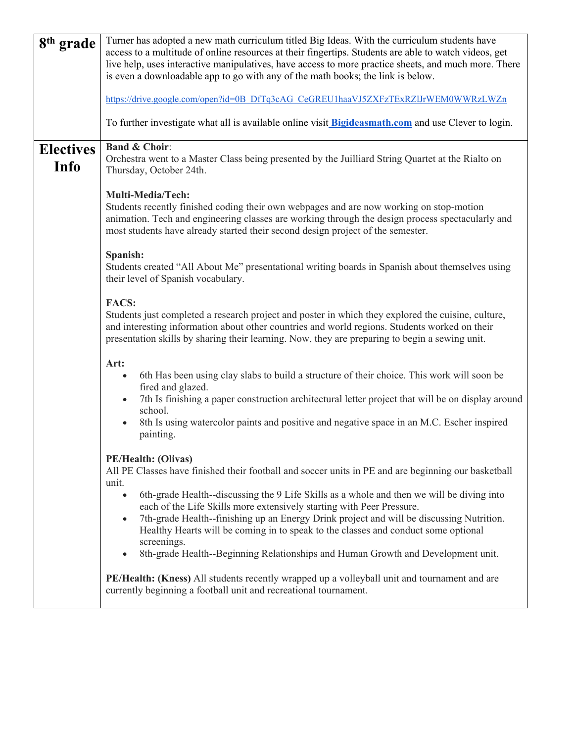| | |
|---|---|
| **8th grade** | Turner has adopted a new math curriculum titled Big Ideas. With the curriculum students have access to a multitude of online resources at their fingertips. Students are able to watch videos, get live help, uses interactive manipulatives, have access to more practice sheets, and much more. There is even a downloadable app to go with any of the math books; the link is below.<br><br>https://drive.google.com/open?id=0B_DfTq3cAG_CeGREU1haaVJ5ZXFzTExRZlJrWEM0WWRzLWZn<br><br>To further investigate what all is available online visit **Bigideasmath.com** and use Clever to login. |
| **Electives Info** | **Band & Choir**:<br>Orchestra went to a Master Class being presented by the Juilliard String Quartet at the Rialto on Thursday, October 24th.<br><br>**Multi-Media/Tech:**<br>Students recently finished coding their own webpages and are now working on stop-motion animation. Tech and engineering classes are working through the design process spectacularly and most students have already started their second design project of the semester.<br><br>**Spanish:**<br>Students created "All About Me" presentational writing boards in Spanish about themselves using their level of Spanish vocabulary.<br><br>**FACS:**<br>Students just completed a research project and poster in which they explored the cuisine, culture, and interesting information about other countries and world regions. Students worked on their presentation skills by sharing their learning. Now, they are preparing to begin a sewing unit.<br><br>**Art:**<br>• 6th Has been using clay slabs to build a structure of their choice. This work will soon be fired and glazed.<br>• 7th Is finishing a paper construction architectural letter project that will be on display around school.<br>• 8th Is using watercolor paints and positive and negative space in an M.C. Escher inspired painting.<br><br>**PE/Health: (Olivas)**<br>All PE Classes have finished their football and soccer units in PE and are beginning our basketball unit.<br>• 6th-grade Health--discussing the 9 Life Skills as a whole and then we will be diving into each of the Life Skills more extensively starting with Peer Pressure.<br>• 7th-grade Health--finishing up an Energy Drink project and will be discussing Nutrition. Healthy Hearts will be coming in to speak to the classes and conduct some optional screenings.<br>• 8th-grade Health--Beginning Relationships and Human Growth and Development unit.<br><br>**PE/Health: (Kness)** All students recently wrapped up a volleyball unit and tournament and are currently beginning a football unit and recreational tournament. |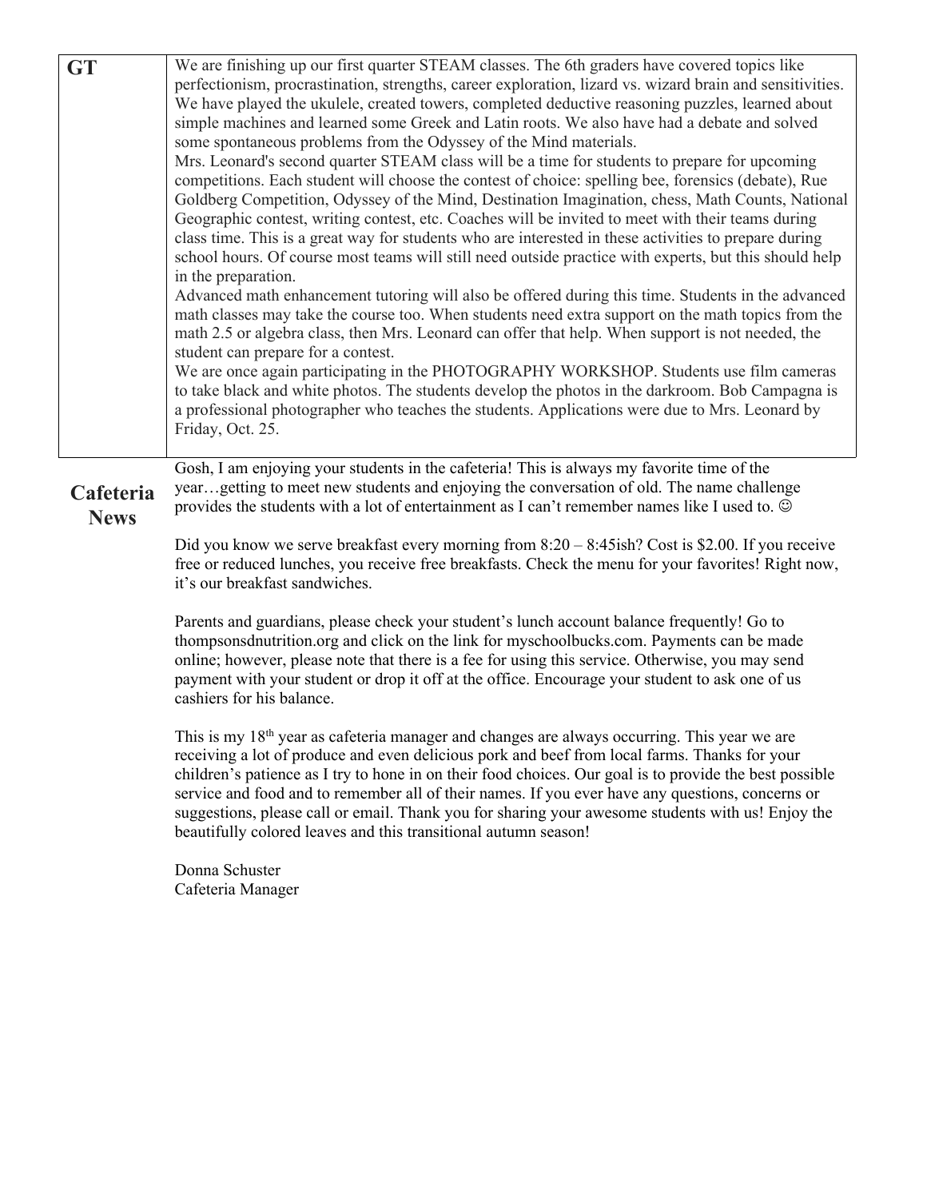## GT

We are finishing up our first quarter STEAM classes. The 6th graders have covered topics like perfectionism, procrastination, strengths, career exploration, lizard vs. wizard brain and sensitivities. We have played the ukulele, created towers, completed deductive reasoning puzzles, learned about simple machines and learned some Greek and Latin roots. We also have had a debate and solved some spontaneous problems from the Odyssey of the Mind materials.

Mrs. Leonard's second quarter STEAM class will be a time for students to prepare for upcoming competitions. Each student will choose the contest of choice: spelling bee, forensics (debate), Rue Goldberg Competition, Odyssey of the Mind, Destination Imagination, chess, Math Counts, National Geographic contest, writing contest, etc. Coaches will be invited to meet with their teams during class time. This is a great way for students who are interested in these activities to prepare during school hours. Of course most teams will still need outside practice with experts, but this should help in the preparation.

Advanced math enhancement tutoring will also be offered during this time. Students in the advanced math classes may take the course too. When students need extra support on the math topics from the math 2.5 or algebra class, then Mrs. Leonard can offer that help. When support is not needed, the student can prepare for a contest.

We are once again participating in the PHOTOGRAPHY WORKSHOP. Students use film cameras to take black and white photos. The students develop the photos in the darkroom. Bob Campagna is a professional photographer who teaches the students. Applications were due to Mrs. Leonard by Friday, Oct. 25.

## Cafeteria News

Gosh, I am enjoying your students in the cafeteria! This is always my favorite time of the year…getting to meet new students and enjoying the conversation of old. The name challenge provides the students with a lot of entertainment as I can't remember names like I used to. ☺

Did you know we serve breakfast every morning from 8:20 – 8:45ish? Cost is $2.00. If you receive free or reduced lunches, you receive free breakfasts. Check the menu for your favorites! Right now, it's our breakfast sandwiches.

Parents and guardians, please check your student's lunch account balance frequently! Go to thompsonsdnutrition.org and click on the link for myschoolbucks.com. Payments can be made online; however, please note that there is a fee for using this service. Otherwise, you may send payment with your student or drop it off at the office. Encourage your student to ask one of us cashiers for his balance.

This is my 18th year as cafeteria manager and changes are always occurring. This year we are receiving a lot of produce and even delicious pork and beef from local farms. Thanks for your children's patience as I try to hone in on their food choices. Our goal is to provide the best possible service and food and to remember all of their names. If you ever have any questions, concerns or suggestions, please call or email. Thank you for sharing your awesome students with us! Enjoy the beautifully colored leaves and this transitional autumn season!

Donna Schuster
Cafeteria Manager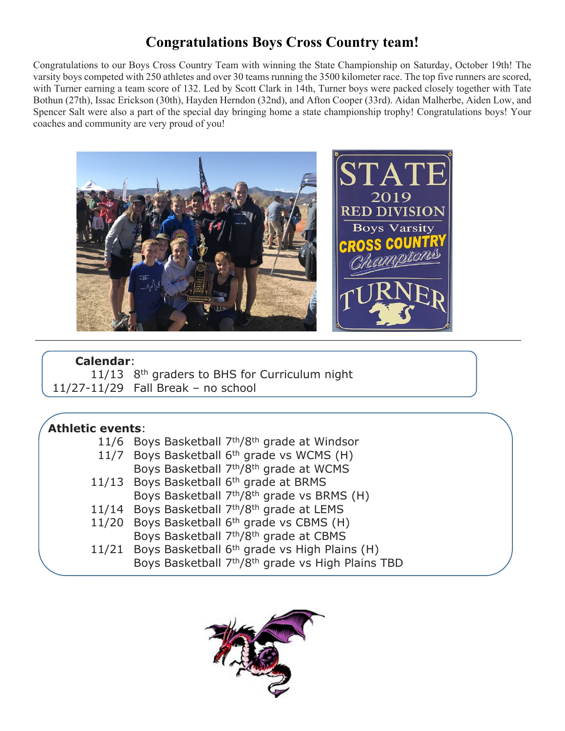# Congratulations Boys Cross Country team!

Congratulations to our Boys Cross Country Team with winning the State Championship on Saturday, October 19th! The varsity boys competed with 250 athletes and over 30 teams running the 3500 kilometer race. The top five runners are scored, with Turner earning a team score of 132. Led by Scott Clark in 14th, Turner boys were packed closely together with Tate Bothun (27th), Issac Erickson (30th), Hayden Herndon (32nd), and Afton Cooper (33rd). Aidan Malherbe, Aiden Low, and Spencer Salt were also a part of the special day bringing home a state championship trophy! Congratulations boys! Your coaches and community are very proud of you!

**Calendar**:

| | |
|---|---|
| 11/13 | 8th graders to BHS for Curriculum night |
| 11/27-11/29 | Fall Break – no school |

**Athletic events**:

| | |
|---|---|
| 11/6 | Boys Basketball 7th/8th grade at Windsor |
| 11/7 | Boys Basketball 6th grade vs WCMS (H) |
| | Boys Basketball 7th/8th grade at WCMS |
| 11/13 | Boys Basketball 6th grade at BRMS |
| | Boys Basketball 7th/8th grade vs BRMS (H) |
| 11/14 | Boys Basketball 7th/8th grade at LEMS |
| 11/20 | Boys Basketball 6th grade vs CBMS (H) |
| | Boys Basketball 7th/8th grade at CBMS |
| 11/21 | Boys Basketball 6th grade vs High Plains (H) |
| | Boys Basketball 7th/8th grade vs High Plains TBD |